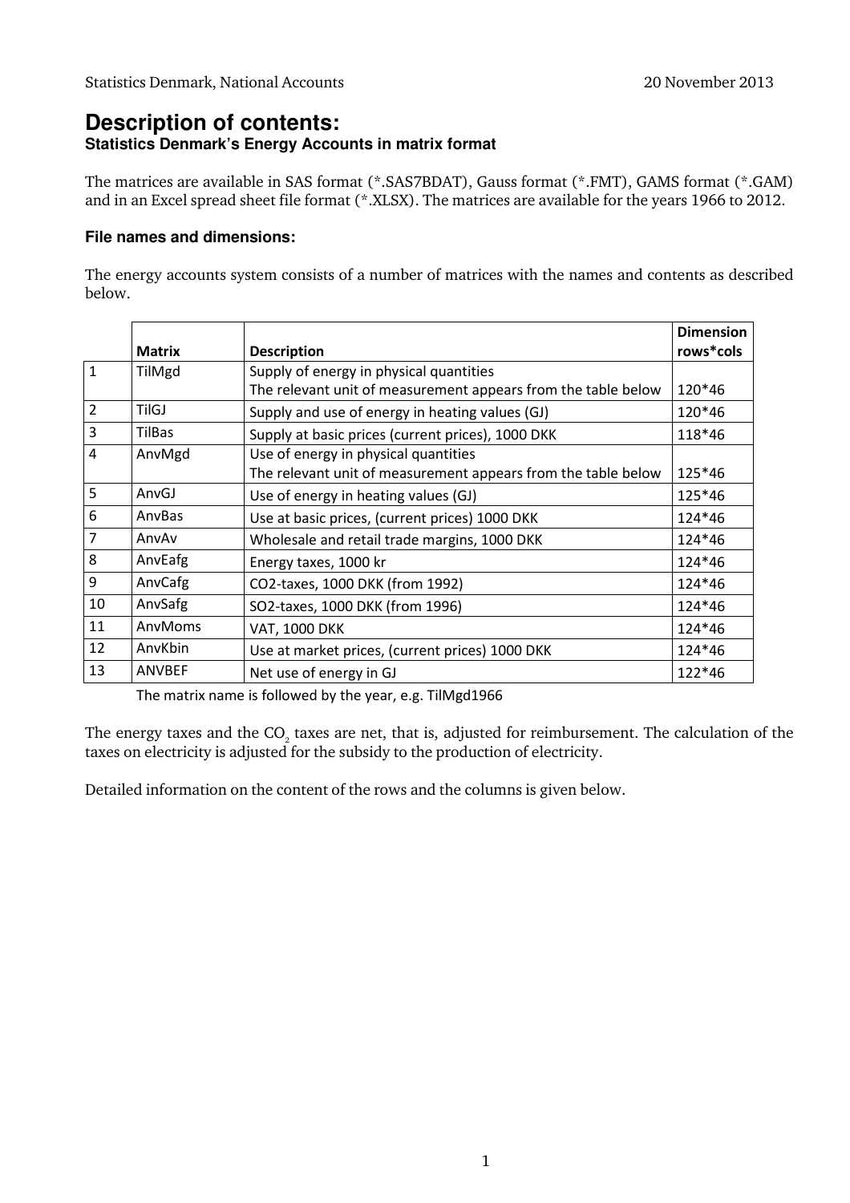Statistics Denmark, National Accounts 20 November 2013

# Description of contents:

### Statistics Denmark's Energy Accounts in matrix format

The matrices are available in SAS format (*.SAS7BDAT), Gauss format (*.FMT), GAMS format (*.GAM) and in an Excel spread sheet file format (*.XLSX). The matrices are available for the years 1966 to 2012.

#### File names and dimensions:

The energy accounts system consists of a number of matrices with the names and contents as described below.

| | Matrix | Description | Dimension rows*cols |
|---|---|---|---|
| 1 | TilMgd | Supply of energy in physical quantities<br>The relevant unit of measurement appears from the table below | 120*46 |
| 2 | TilGJ | Supply and use of energy in heating values (GJ) | 120*46 |
| 3 | TilBas | Supply at basic prices (current prices), 1000 DKK | 118*46 |
| 4 | AnvMgd | Use of energy in physical quantities<br>The relevant unit of measurement appears from the table below | 125*46 |
| 5 | AnvGJ | Use of energy in heating values (GJ) | 125*46 |
| 6 | AnvBas | Use at basic prices, (current prices) 1000 DKK | 124*46 |
| 7 | AnvAv | Wholesale and retail trade margins, 1000 DKK | 124*46 |
| 8 | AnvEafg | Energy taxes, 1000 kr | 124*46 |
| 9 | AnvCafg | CO2-taxes, 1000 DKK (from 1992) | 124*46 |
| 10 | AnvSafg | SO2-taxes, 1000 DKK (from 1996) | 124*46 |
| 11 | AnvMoms | VAT, 1000 DKK | 124*46 |
| 12 | AnvKbin | Use at market prices, (current prices) 1000 DKK | 124*46 |
| 13 | ANVBEF | Net use of energy in GJ | 122*46 |

The matrix name is followed by the year, e.g. TilMgd1966

The energy taxes and the $CO_2$ taxes are net, that is, adjusted for reimbursement. The calculation of the taxes on electricity is adjusted for the subsidy to the production of electricity.

Detailed information on the content of the rows and the columns is given below.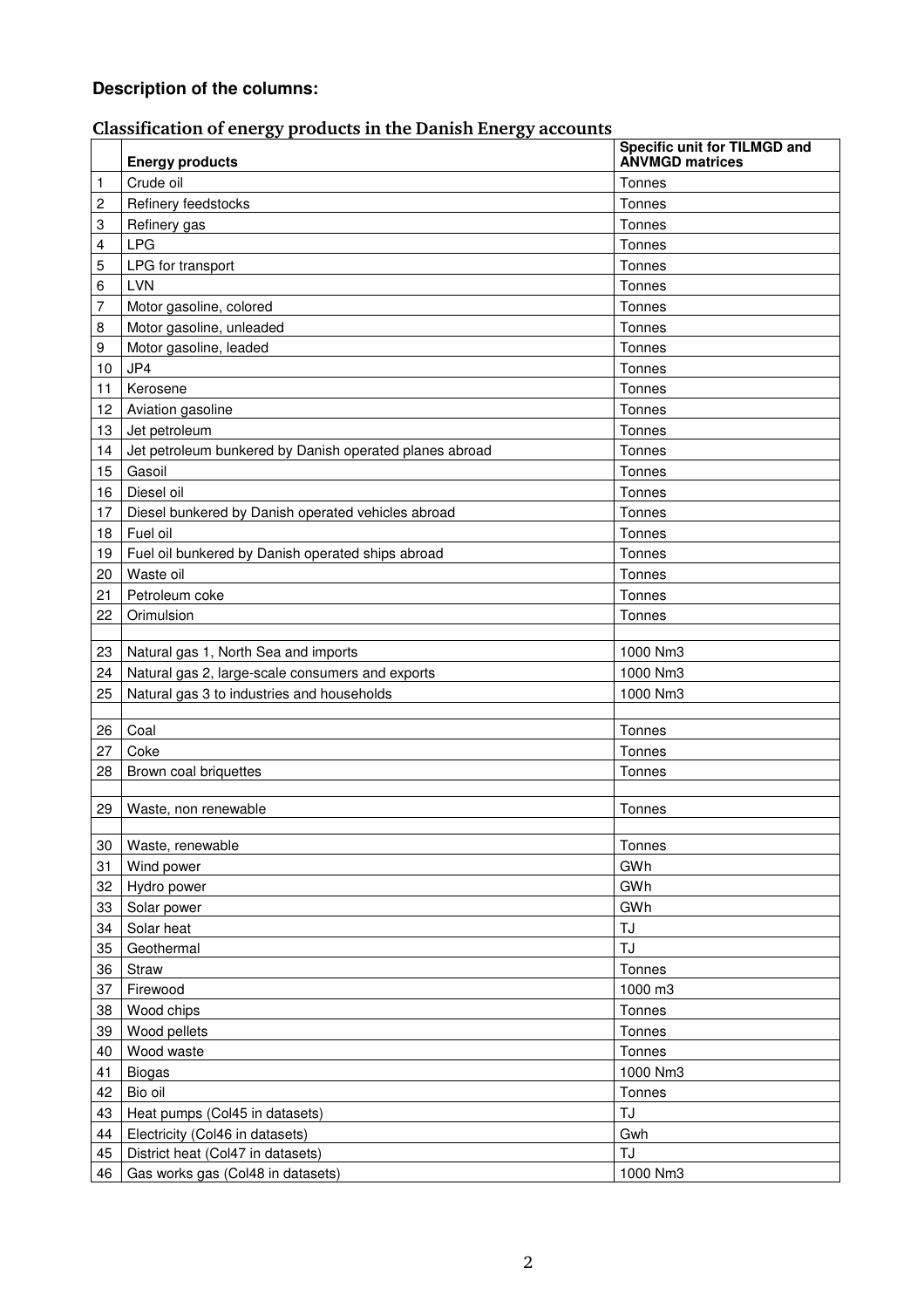**Description of the columns:**

## Classification of energy products in the Danish Energy accounts

| | Energy products | Specific unit for TILMGD and ANVMGD matrices |
|---|---|---|
| 1 | Crude oil | Tonnes |
| 2 | Refinery feedstocks | Tonnes |
| 3 | Refinery gas | Tonnes |
| 4 | LPG | Tonnes |
| 5 | LPG for transport | Tonnes |
| 6 | LVN | Tonnes |
| 7 | Motor gasoline, colored | Tonnes |
| 8 | Motor gasoline, unleaded | Tonnes |
| 9 | Motor gasoline, leaded | Tonnes |
| 10 | JP4 | Tonnes |
| 11 | Kerosene | Tonnes |
| 12 | Aviation gasoline | Tonnes |
| 13 | Jet petroleum | Tonnes |
| 14 | Jet petroleum bunkered by Danish operated planes abroad | Tonnes |
| 15 | Gasoil | Tonnes |
| 16 | Diesel oil | Tonnes |
| 17 | Diesel bunkered by Danish operated vehicles abroad | Tonnes |
| 18 | Fuel oil | Tonnes |
| 19 | Fuel oil bunkered by Danish operated ships abroad | Tonnes |
| 20 | Waste oil | Tonnes |
| 21 | Petroleum coke | Tonnes |
| 22 | Orimulsion | Tonnes |
| | | |
| 23 | Natural gas 1, North Sea and imports | 1000 Nm3 |
| 24 | Natural gas 2, large-scale consumers and exports | 1000 Nm3 |
| 25 | Natural gas 3 to industries and households | 1000 Nm3 |
| | | |
| 26 | Coal | Tonnes |
| 27 | Coke | Tonnes |
| 28 | Brown coal briquettes | Tonnes |
| | | |
| 29 | Waste, non renewable | Tonnes |
| | | |
| 30 | Waste, renewable | Tonnes |
| 31 | Wind power | GWh |
| 32 | Hydro power | GWh |
| 33 | Solar power | GWh |
| 34 | Solar heat | TJ |
| 35 | Geothermal | TJ |
| 36 | Straw | Tonnes |
| 37 | Firewood | 1000 m3 |
| 38 | Wood chips | Tonnes |
| 39 | Wood pellets | Tonnes |
| 40 | Wood waste | Tonnes |
| 41 | Biogas | 1000 Nm3 |
| 42 | Bio oil | Tonnes |
| 43 | Heat pumps (Col45 in datasets) | TJ |
| 44 | Electricity (Col46 in datasets) | Gwh |
| 45 | District heat (Col47 in datasets) | TJ |
| 46 | Gas works gas (Col48 in datasets) | 1000 Nm3 |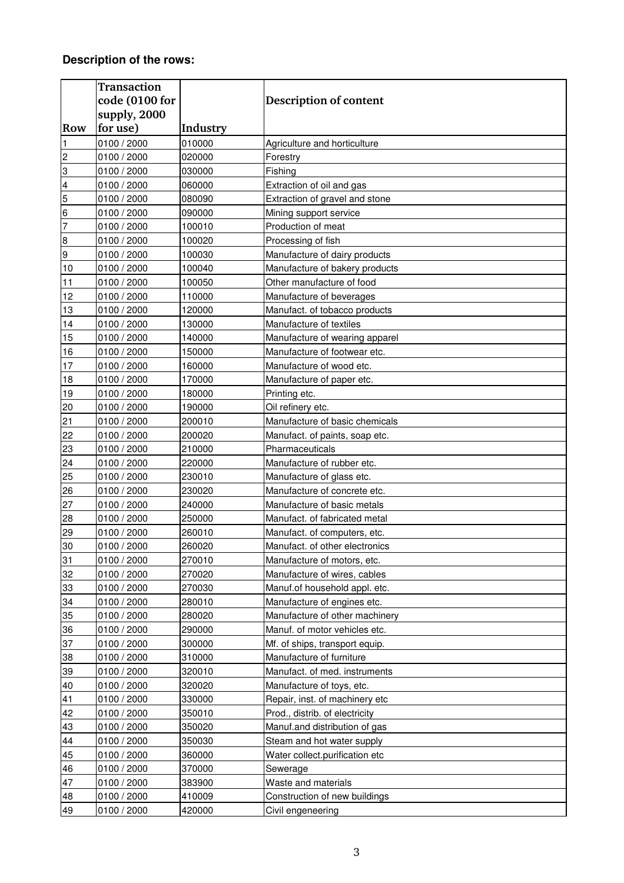**Description of the rows:**

| Row | Transaction code (0100 for supply, 2000 for use) | Industry | Description of content |
|---|---|---|---|
| 1 | 0100 / 2000 | 010000 | Agriculture and horticulture |
| 2 | 0100 / 2000 | 020000 | Forestry |
| 3 | 0100 / 2000 | 030000 | Fishing |
| 4 | 0100 / 2000 | 060000 | Extraction of oil and gas |
| 5 | 0100 / 2000 | 080090 | Extraction of gravel and stone |
| 6 | 0100 / 2000 | 090000 | Mining support service |
| 7 | 0100 / 2000 | 100010 | Production of meat |
| 8 | 0100 / 2000 | 100020 | Processing of fish |
| 9 | 0100 / 2000 | 100030 | Manufacture of dairy products |
| 10 | 0100 / 2000 | 100040 | Manufacture of bakery products |
| 11 | 0100 / 2000 | 100050 | Other manufacture of food |
| 12 | 0100 / 2000 | 110000 | Manufacture of beverages |
| 13 | 0100 / 2000 | 120000 | Manufact. of tobacco products |
| 14 | 0100 / 2000 | 130000 | Manufacture of textiles |
| 15 | 0100 / 2000 | 140000 | Manufacture of wearing apparel |
| 16 | 0100 / 2000 | 150000 | Manufacture of footwear etc. |
| 17 | 0100 / 2000 | 160000 | Manufacture of wood etc. |
| 18 | 0100 / 2000 | 170000 | Manufacture of paper etc. |
| 19 | 0100 / 2000 | 180000 | Printing etc. |
| 20 | 0100 / 2000 | 190000 | Oil refinery etc. |
| 21 | 0100 / 2000 | 200010 | Manufacture of basic chemicals |
| 22 | 0100 / 2000 | 200020 | Manufact. of paints, soap etc. |
| 23 | 0100 / 2000 | 210000 | Pharmaceuticals |
| 24 | 0100 / 2000 | 220000 | Manufacture of rubber etc. |
| 25 | 0100 / 2000 | 230010 | Manufacture of glass etc. |
| 26 | 0100 / 2000 | 230020 | Manufacture of concrete etc. |
| 27 | 0100 / 2000 | 240000 | Manufacture of basic metals |
| 28 | 0100 / 2000 | 250000 | Manufact. of fabricated metal |
| 29 | 0100 / 2000 | 260010 | Manufact. of computers, etc. |
| 30 | 0100 / 2000 | 260020 | Manufact. of other electronics |
| 31 | 0100 / 2000 | 270010 | Manufacture of motors, etc. |
| 32 | 0100 / 2000 | 270020 | Manufacture of wires, cables |
| 33 | 0100 / 2000 | 270030 | Manuf.of household appl. etc. |
| 34 | 0100 / 2000 | 280010 | Manufacture of engines etc. |
| 35 | 0100 / 2000 | 280020 | Manufacture of other machinery |
| 36 | 0100 / 2000 | 290000 | Manuf. of motor vehicles etc. |
| 37 | 0100 / 2000 | 300000 | Mf. of ships, transport equip. |
| 38 | 0100 / 2000 | 310000 | Manufacture of furniture |
| 39 | 0100 / 2000 | 320010 | Manufact. of med. instruments |
| 40 | 0100 / 2000 | 320020 | Manufacture of toys, etc. |
| 41 | 0100 / 2000 | 330000 | Repair, inst. of machinery etc |
| 42 | 0100 / 2000 | 350010 | Prod., distrib. of electricity |
| 43 | 0100 / 2000 | 350020 | Manuf.and distribution of gas |
| 44 | 0100 / 2000 | 350030 | Steam and hot water supply |
| 45 | 0100 / 2000 | 360000 | Water collect.purification etc |
| 46 | 0100 / 2000 | 370000 | Sewerage |
| 47 | 0100 / 2000 | 383900 | Waste and materials |
| 48 | 0100 / 2000 | 410009 | Construction of new buildings |
| 49 | 0100 / 2000 | 420000 | Civil engeneering |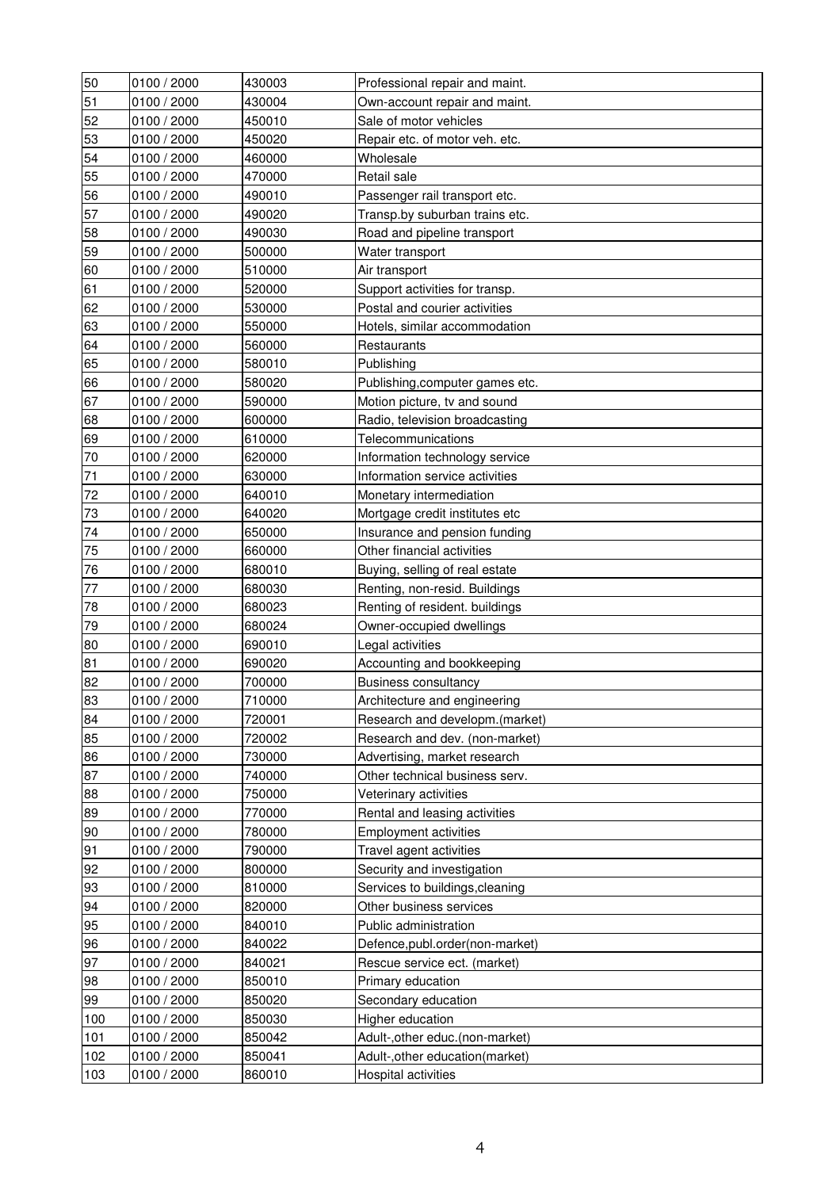| 50 | 0100 / 2000 | 430003 | Professional repair and maint. |
|---|---|---|---|
| 51 | 0100 / 2000 | 430004 | Own-account repair and maint. |
| 52 | 0100 / 2000 | 450010 | Sale of motor vehicles |
| 53 | 0100 / 2000 | 450020 | Repair etc. of motor veh. etc. |
| 54 | 0100 / 2000 | 460000 | Wholesale |
| 55 | 0100 / 2000 | 470000 | Retail sale |
| 56 | 0100 / 2000 | 490010 | Passenger rail transport etc. |
| 57 | 0100 / 2000 | 490020 | Transp.by suburban trains etc. |
| 58 | 0100 / 2000 | 490030 | Road and pipeline transport |
| 59 | 0100 / 2000 | 500000 | Water transport |
| 60 | 0100 / 2000 | 510000 | Air transport |
| 61 | 0100 / 2000 | 520000 | Support activities for transp. |
| 62 | 0100 / 2000 | 530000 | Postal and courier activities |
| 63 | 0100 / 2000 | 550000 | Hotels, similar accommodation |
| 64 | 0100 / 2000 | 560000 | Restaurants |
| 65 | 0100 / 2000 | 580010 | Publishing |
| 66 | 0100 / 2000 | 580020 | Publishing,computer games etc. |
| 67 | 0100 / 2000 | 590000 | Motion picture, tv and sound |
| 68 | 0100 / 2000 | 600000 | Radio, television broadcasting |
| 69 | 0100 / 2000 | 610000 | Telecommunications |
| 70 | 0100 / 2000 | 620000 | Information technology service |
| 71 | 0100 / 2000 | 630000 | Information service activities |
| 72 | 0100 / 2000 | 640010 | Monetary intermediation |
| 73 | 0100 / 2000 | 640020 | Mortgage credit institutes etc |
| 74 | 0100 / 2000 | 650000 | Insurance and pension funding |
| 75 | 0100 / 2000 | 660000 | Other financial activities |
| 76 | 0100 / 2000 | 680010 | Buying, selling of real estate |
| 77 | 0100 / 2000 | 680030 | Renting, non-resid. Buildings |
| 78 | 0100 / 2000 | 680023 | Renting of resident. buildings |
| 79 | 0100 / 2000 | 680024 | Owner-occupied dwellings |
| 80 | 0100 / 2000 | 690010 | Legal activities |
| 81 | 0100 / 2000 | 690020 | Accounting and bookkeeping |
| 82 | 0100 / 2000 | 700000 | Business consultancy |
| 83 | 0100 / 2000 | 710000 | Architecture and engineering |
| 84 | 0100 / 2000 | 720001 | Research and developm.(market) |
| 85 | 0100 / 2000 | 720002 | Research and dev. (non-market) |
| 86 | 0100 / 2000 | 730000 | Advertising, market research |
| 87 | 0100 / 2000 | 740000 | Other technical business serv. |
| 88 | 0100 / 2000 | 750000 | Veterinary activities |
| 89 | 0100 / 2000 | 770000 | Rental and leasing activities |
| 90 | 0100 / 2000 | 780000 | Employment activities |
| 91 | 0100 / 2000 | 790000 | Travel agent activities |
| 92 | 0100 / 2000 | 800000 | Security and investigation |
| 93 | 0100 / 2000 | 810000 | Services to buildings,cleaning |
| 94 | 0100 / 2000 | 820000 | Other business services |
| 95 | 0100 / 2000 | 840010 | Public administration |
| 96 | 0100 / 2000 | 840022 | Defence,publ.order(non-market) |
| 97 | 0100 / 2000 | 840021 | Rescue service ect. (market) |
| 98 | 0100 / 2000 | 850010 | Primary education |
| 99 | 0100 / 2000 | 850020 | Secondary education |
| 100 | 0100 / 2000 | 850030 | Higher education |
| 101 | 0100 / 2000 | 850042 | Adult-,other educ.(non-market) |
| 102 | 0100 / 2000 | 850041 | Adult-,other education(market) |
| 103 | 0100 / 2000 | 860010 | Hospital activities |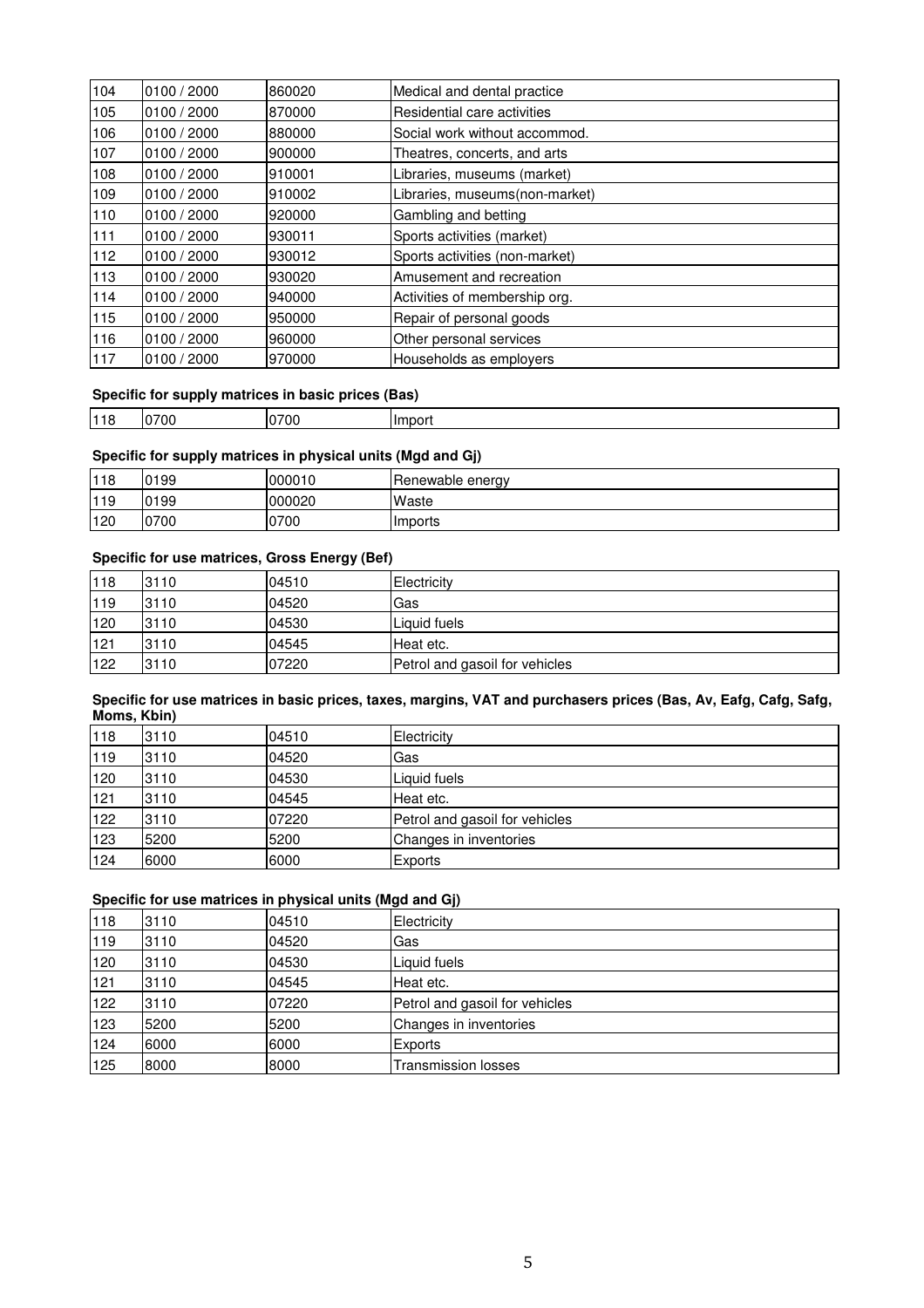| | | | |
|---|---|---|---|
| 104 | 0100 / 2000 | 860020 | Medical and dental practice |
| 105 | 0100 / 2000 | 870000 | Residential care activities |
| 106 | 0100 / 2000 | 880000 | Social work without accommod. |
| 107 | 0100 / 2000 | 900000 | Theatres, concerts, and arts |
| 108 | 0100 / 2000 | 910001 | Libraries, museums (market) |
| 109 | 0100 / 2000 | 910002 | Libraries, museums(non-market) |
| 110 | 0100 / 2000 | 920000 | Gambling and betting |
| 111 | 0100 / 2000 | 930011 | Sports activities (market) |
| 112 | 0100 / 2000 | 930012 | Sports activities (non-market) |
| 113 | 0100 / 2000 | 930020 | Amusement and recreation |
| 114 | 0100 / 2000 | 940000 | Activities of membership org. |
| 115 | 0100 / 2000 | 950000 | Repair of personal goods |
| 116 | 0100 / 2000 | 960000 | Other personal services |
| 117 | 0100 / 2000 | 970000 | Households as employers |

**Specific for supply matrices in basic prices (Bas)**

| | | | |
|---|---|---|---|
| 118 | 0700 | 0700 | Import |

**Specific for supply matrices in physical units (Mgd and Gj)**

| | | | |
|---|---|---|---|
| 118 | 0199 | 000010 | Renewable energy |
| 119 | 0199 | 000020 | Waste |
| 120 | 0700 | 0700 | Imports |

**Specific for use matrices, Gross Energy (Bef)**

| | | | |
|---|---|---|---|
| 118 | 3110 | 04510 | Electricity |
| 119 | 3110 | 04520 | Gas |
| 120 | 3110 | 04530 | Liquid fuels |
| 121 | 3110 | 04545 | Heat etc. |
| 122 | 3110 | 07220 | Petrol and gasoil for vehicles |

**Specific for use matrices in basic prices, taxes, margins, VAT and purchasers prices (Bas, Av, Eafg, Cafg, Safg, Moms, Kbin)**

| | | | |
|---|---|---|---|
| 118 | 3110 | 04510 | Electricity |
| 119 | 3110 | 04520 | Gas |
| 120 | 3110 | 04530 | Liquid fuels |
| 121 | 3110 | 04545 | Heat etc. |
| 122 | 3110 | 07220 | Petrol and gasoil for vehicles |
| 123 | 5200 | 5200 | Changes in inventories |
| 124 | 6000 | 6000 | Exports |

**Specific for use matrices in physical units (Mgd and Gj)**

| | | | |
|---|---|---|---|
| 118 | 3110 | 04510 | Electricity |
| 119 | 3110 | 04520 | Gas |
| 120 | 3110 | 04530 | Liquid fuels |
| 121 | 3110 | 04545 | Heat etc. |
| 122 | 3110 | 07220 | Petrol and gasoil for vehicles |
| 123 | 5200 | 5200 | Changes in inventories |
| 124 | 6000 | 6000 | Exports |
| 125 | 8000 | 8000 | Transmission losses |